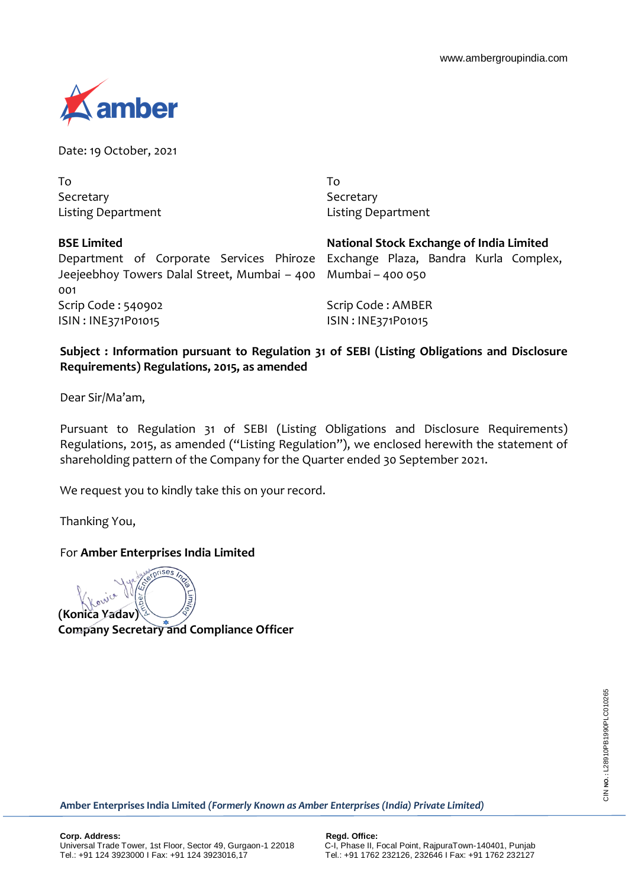www.ambergroupindia.com

Date: 19 October, 2021

To
Secretary
Listing Department

**BSE Limited**
Department of Corporate Services Phiroze Jeejeebhoy Towers Dalal Street, Mumbai – 400 001
Scrip Code : 540902
ISIN : INE371P01015

To
Secretary
Listing Department

**National Stock Exchange of India Limited**
Exchange Plaza, Bandra Kurla Complex, Mumbai – 400 050
Scrip Code : AMBER
ISIN : INE371P01015

**Subject : Information pursuant to Regulation 31 of SEBI (Listing Obligations and Disclosure Requirements) Regulations, 2015, as amended**

Dear Sir/Ma'am,

Pursuant to Regulation 31 of SEBI (Listing Obligations and Disclosure Requirements) Regulations, 2015, as amended ("Listing Regulation"), we enclosed herewith the statement of shareholding pattern of the Company for the Quarter ended 30 September 2021.

We request you to kindly take this on your record.

Thanking You,

For **Amber Enterprises India Limited**

**(Konica Yadav)**
**Company Secretary and Compliance Officer**

CIN NO.: L28910PB1990PLC010265

**Amber Enterprises India Limited** ***(Formerly Known as Amber Enterprises (India) Private Limited)***

**Corp. Address:**
Universal Trade Tower, 1st Floor, Sector 49, Gurgaon-1 22018
Tel.: +91 124 3923000 I Fax: +91 124 3923016,17

**Regd. Office:**
C-I, Phase II, Focal Point, RajpuraTown-140401, Punjab
Tel.: +91 1762 232126, 232646 I Fax: +91 1762 232127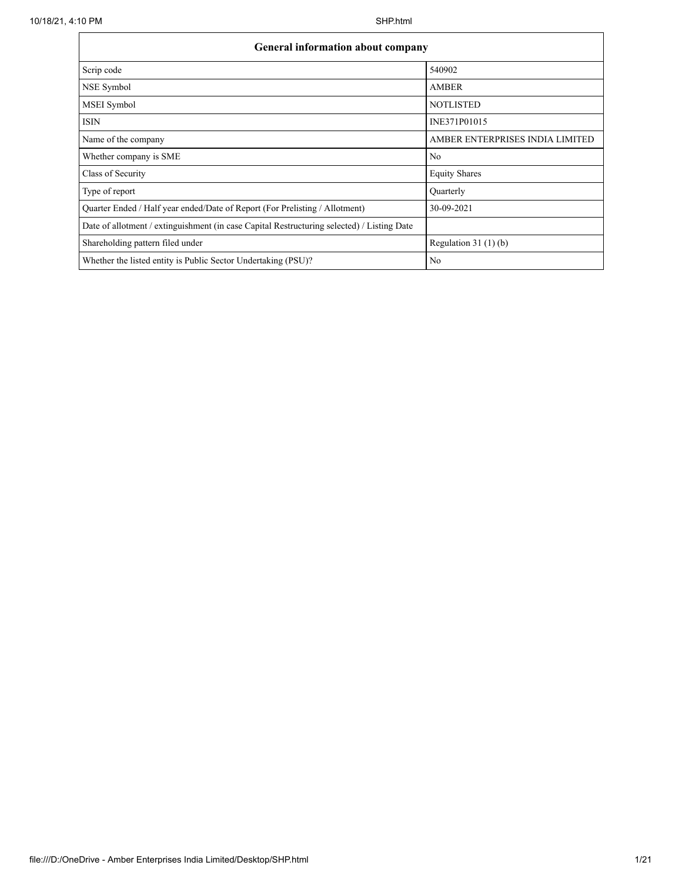| General information about company | |
|---|---|
| Scrip code | 540902 |
| NSE Symbol | AMBER |
| MSEI Symbol | NOTLISTED |
| ISIN | INE371P01015 |
| Name of the company | AMBER ENTERPRISES INDIA LIMITED |
| Whether company is SME | No |
| Class of Security | Equity Shares |
| Type of report | Quarterly |
| Quarter Ended / Half year ended/Date of Report (For Prelisting / Allotment) | 30-09-2021 |
| Date of allotment / extinguishment (in case Capital Restructuring selected) / Listing Date | |
| Shareholding pattern filed under | Regulation 31 (1) (b) |
| Whether the listed entity is Public Sector Undertaking (PSU)? | No |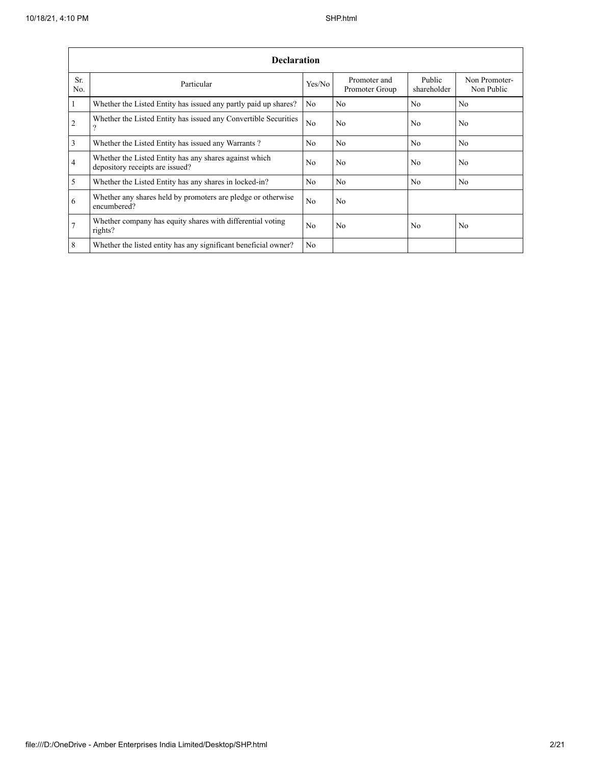| Declaration | | | | | |
|---|---|---|---|---|---|
| Sr. No. | Particular | Yes/No | Promoter and Promoter Group | Public shareholder | Non Promoter-Non Public |
| 1 | Whether the Listed Entity has issued any partly paid up shares? | No | No | No | No |
| 2 | Whether the Listed Entity has issued any Convertible Securities ? | No | No | No | No |
| 3 | Whether the Listed Entity has issued any Warrants ? | No | No | No | No |
| 4 | Whether the Listed Entity has any shares against which depository receipts are issued? | No | No | No | No |
| 5 | Whether the Listed Entity has any shares in locked-in? | No | No | No | No |
| 6 | Whether any shares held by promoters are pledge or otherwise encumbered? | No | No | | |
| 7 | Whether company has equity shares with differential voting rights? | No | No | No | No |
| 8 | Whether the listed entity has any significant beneficial owner? | No | | | |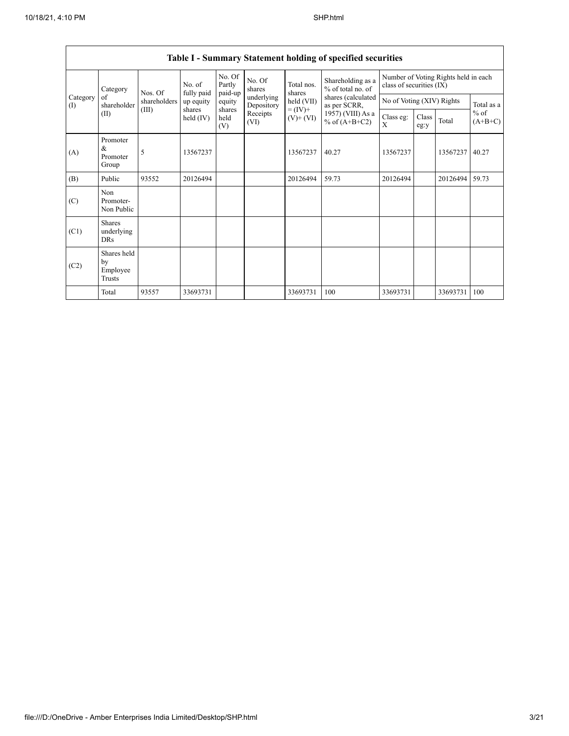| Table I - Summary Statement holding of specified securities | | | | | | | | | | | | |
|---|---|---|---|---|---|---|---|---|---|---|---|---|
| Category (I) | Category of shareholder (II) | Nos. Of shareholders (III) | No. of fully paid up equity shares held (IV) | No. Of Partly paid-up equity shares held (V) | No. Of shares underlying Depository Receipts (VI) | Total nos. shares held (VII) = (IV)+ (V)+ (VI) | Shareholding as a % of total no. of shares (calculated as per SCRR, 1957) (VIII) As a % of (A+B+C2) | Number of Voting Rights held in each class of securities (IX) | | | |
| | | | | | | | | No of Voting (XIV) Rights | | | Total as a % of (A+B+C) |
| | | | | | | | | Class eg: X | Class eg:y | Total | |
| (A) | Promoter & Promoter Group | 5 | 13567237 | | | 13567237 | 40.27 | 13567237 | | 13567237 | 40.27 |
| (B) | Public | 93552 | 20126494 | | | 20126494 | 59.73 | 20126494 | | 20126494 | 59.73 |
| (C) | Non Promoter- Non Public | | | | | | | | | | |
| (C1) | Shares underlying DRs | | | | | | | | | | |
| (C2) | Shares held by Employee Trusts | | | | | | | | | | |
| | Total | 93557 | 33693731 | | | 33693731 | 100 | 33693731 | | 33693731 | 100 |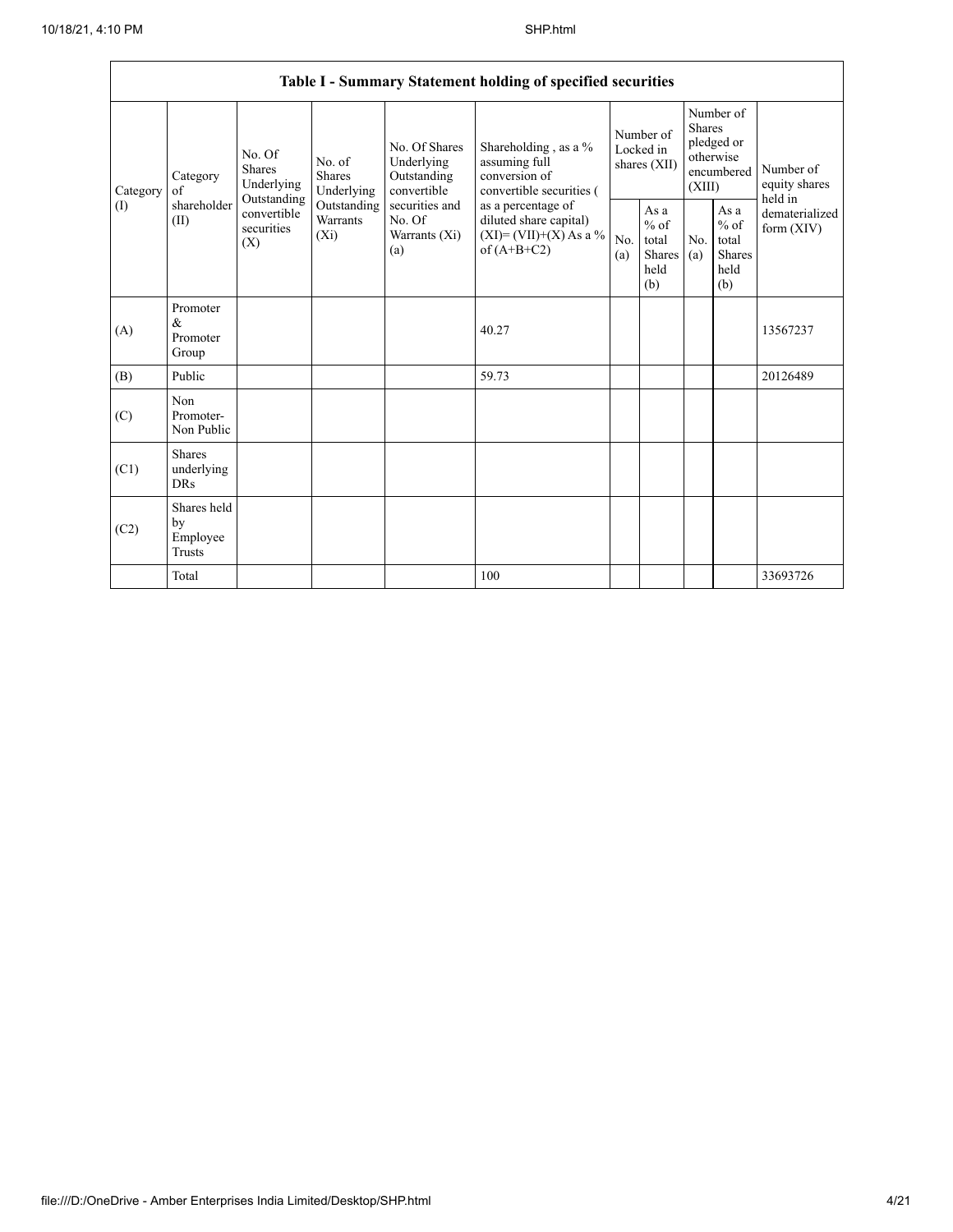| Table I - Summary Statement holding of specified securities | | | | | | | | | | | |
|---|---|---|---|---|---|---|---|---|---|---|---|
| Category (I) | Category of shareholder (II) | No. Of Shares Underlying Outstanding convertible securities (X) | No. of Shares Underlying Outstanding Warrants (Xi) | No. Of Shares Underlying Outstanding convertible securities and No. Of Warrants (Xi) (a) | Shareholding , as a % assuming full conversion of convertible securities ( as a percentage of diluted share capital) (XI)= (VII)+(X) As a % of (A+B+C2) | Number of Locked in shares (XII) | | Number of Shares pledged or otherwise encumbered (XIII) | | Number of equity shares held in dematerialized form (XIV) |
| | | | | | | No. (a) | As a % of total Shares held (b) | No. (a) | As a % of total Shares held (b) | |
| (A) | Promoter & Promoter Group | | | | 40.27 | | | | | 13567237 |
| (B) | Public | | | | 59.73 | | | | | 20126489 |
| (C) | Non Promoter- Non Public | | | | | | | | | |
| (C1) | Shares underlying DRs | | | | | | | | | |
| (C2) | Shares held by Employee Trusts | | | | | | | | | |
| | Total | | | | 100 | | | | | 33693726 |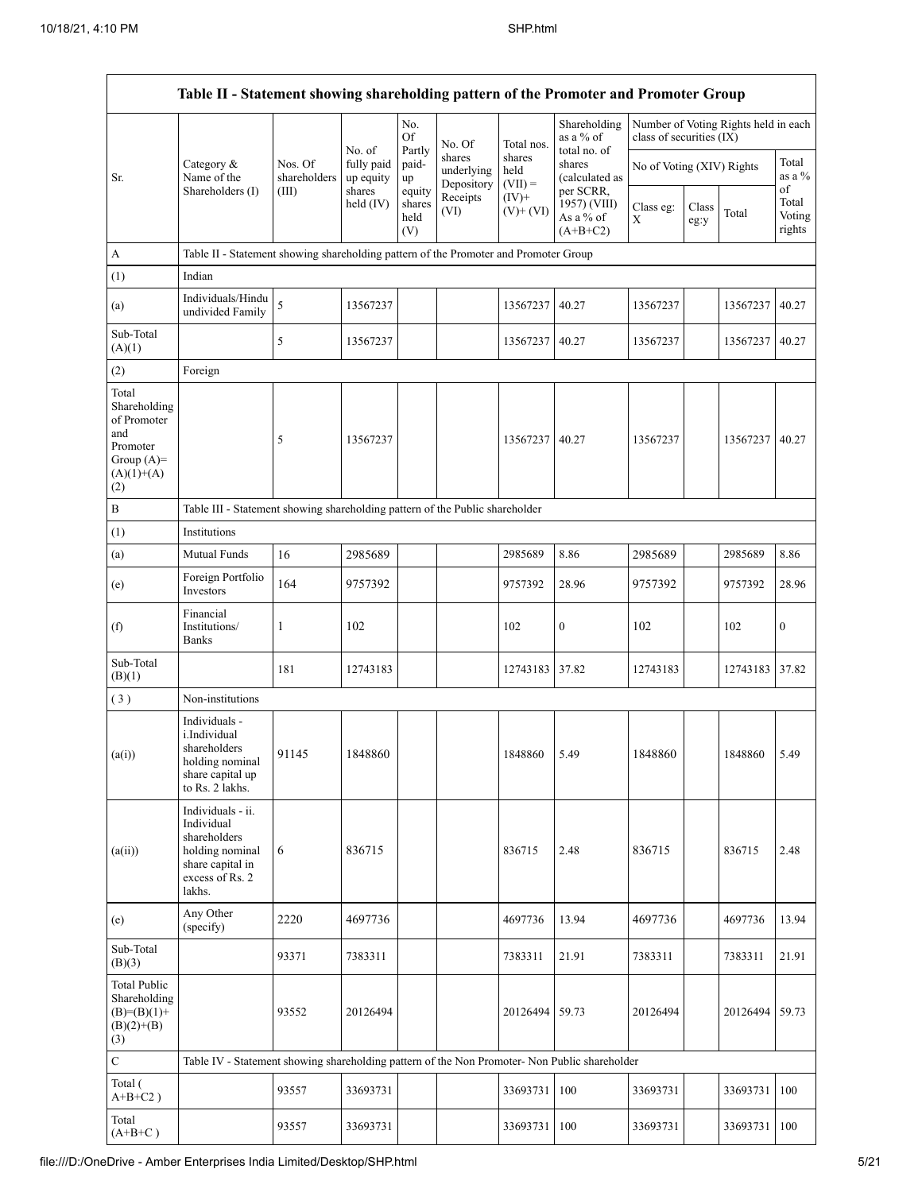| Table II - Statement showing shareholding pattern of the Promoter and Promoter Group | | | | | | | | | | | |
|---|---|---|---|---|---|---|---|---|---|---|---|
| Sr. | Category & Name of the Shareholders (I) | Nos. Of shareholders (III) | No. of fully paid up equity shares held (IV) | No. Of Partly paid-up equity shares held (V) | No. Of shares underlying Depository Receipts (VI) | Total nos. shares held (VII) = (IV)+ (V)+ (VI) | Shareholding as a % of total no. of shares (calculated as per SCRR, 1957) (VIII) As a % of (A+B+C2) | Number of Voting Rights held in each class of securities (IX) | | | |
| | | | | | | | | No of Voting (XIV) Rights | | | Total as a % of Total Voting rights |
| | | | | | | | | Class eg: X | Class eg:y | Total | |
| A | Table II - Statement showing shareholding pattern of the Promoter and Promoter Group | | | | | | | | | | |
| (1) | Indian | | | | | | | | | | |
| (a) | Individuals/Hindu undivided Family | 5 | 13567237 | | | 13567237 | 40.27 | 13567237 | | 13567237 | 40.27 |
| Sub-Total (A)(1) | | 5 | 13567237 | | | 13567237 | 40.27 | 13567237 | | 13567237 | 40.27 |
| (2) | Foreign | | | | | | | | | | |
| Total Shareholding of Promoter and Promoter Group (A)= (A)(1)+(A)(2) | | 5 | 13567237 | | | 13567237 | 40.27 | 13567237 | | 13567237 | 40.27 |
| B | Table III - Statement showing shareholding pattern of the Public shareholder | | | | | | | | | | |
| (1) | Institutions | | | | | | | | | | |
| (a) | Mutual Funds | 16 | 2985689 | | | 2985689 | 8.86 | 2985689 | | 2985689 | 8.86 |
| (e) | Foreign Portfolio Investors | 164 | 9757392 | | | 9757392 | 28.96 | 9757392 | | 9757392 | 28.96 |
| (f) | Financial Institutions/ Banks | 1 | 102 | | | 102 | 0 | 102 | | 102 | 0 |
| Sub-Total (B)(1) | | 181 | 12743183 | | | 12743183 | 37.82 | 12743183 | | 12743183 | 37.82 |
| (3) | Non-institutions | | | | | | | | | | |
| (a(i)) | Individuals - i.Individual shareholders holding nominal share capital up to Rs. 2 lakhs. | 91145 | 1848860 | | | 1848860 | 5.49 | 1848860 | | 1848860 | 5.49 |
| (a(ii)) | Individuals - ii. Individual shareholders holding nominal share capital in excess of Rs. 2 lakhs. | 6 | 836715 | | | 836715 | 2.48 | 836715 | | 836715 | 2.48 |
| (e) | Any Other (specify) | 2220 | 4697736 | | | 4697736 | 13.94 | 4697736 | | 4697736 | 13.94 |
| Sub-Total (B)(3) | | 93371 | 7383311 | | | 7383311 | 21.91 | 7383311 | | 7383311 | 21.91 |
| Total Public Shareholding (B)=(B)(1)+(B)(2)+(B)(3) | | 93552 | 20126494 | | | 20126494 | 59.73 | 20126494 | | 20126494 | 59.73 |
| C | Table IV - Statement showing shareholding pattern of the Non Promoter- Non Public shareholder | | | | | | | | | | |
| Total ( A+B+C2 ) | | 93557 | 33693731 | | | 33693731 | 100 | 33693731 | | 33693731 | 100 |
| Total (A+B+C ) | | 93557 | 33693731 | | | 33693731 | 100 | 33693731 | | 33693731 | 100 |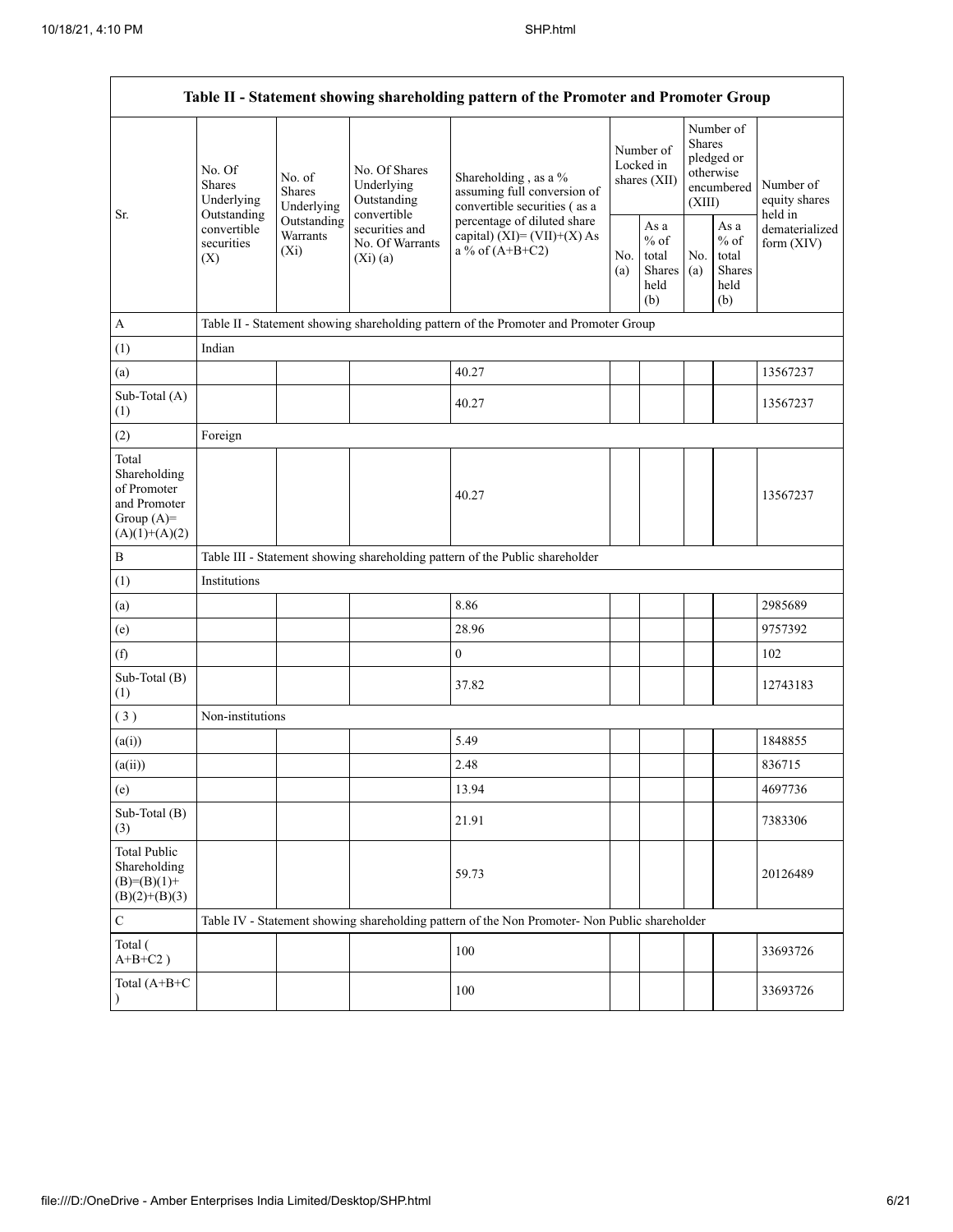| Table II - Statement showing shareholding pattern of the Promoter and Promoter Group | | | | | | | | | |
|---|---|---|---|---|---|---|---|---|---|
| Sr. | No. Of Shares Underlying Outstanding convertible securities (X) | No. of Shares Underlying Outstanding Warrants (Xi) | No. Of Shares Underlying Outstanding convertible securities and No. Of Warrants (Xi) (a) | Shareholding , as a % assuming full conversion of convertible securities ( as a percentage of diluted share capital) (XI)= (VII)+(X) As a % of (A+B+C2) | Number of Locked in shares (XII) | | Number of Shares pledged or otherwise encumbered (XIII) | | Number of equity shares held in dematerialized form (XIV) |
| | | | | | No. (a) | As a % of total Shares held (b) | No. (a) | As a % of total Shares held (b) | |
| A | Table II - Statement showing shareholding pattern of the Promoter and Promoter Group | | | | | | | | |
| (1) | Indian | | | | | | | | |
| (a) | | | | 40.27 | | | | | 13567237 |
| Sub-Total (A) (1) | | | | 40.27 | | | | | 13567237 |
| (2) | Foreign | | | | | | | | |
| Total Shareholding of Promoter and Promoter Group (A)=(A)(1)+(A)(2) | | | | 40.27 | | | | | 13567237 |
| B | Table III - Statement showing shareholding pattern of the Public shareholder | | | | | | | | |
| (1) | Institutions | | | | | | | | |
| (a) | | | | 8.86 | | | | | 2985689 |
| (e) | | | | 28.96 | | | | | 9757392 |
| (f) | | | | 0 | | | | | 102 |
| Sub-Total (B) (1) | | | | 37.82 | | | | | 12743183 |
| ( 3 ) | Non-institutions | | | | | | | | |
| (a(i)) | | | | 5.49 | | | | | 1848855 |
| (a(ii)) | | | | 2.48 | | | | | 836715 |
| (e) | | | | 13.94 | | | | | 4697736 |
| Sub-Total (B) (3) | | | | 21.91 | | | | | 7383306 |
| Total Public Shareholding (B)=(B)(1)+(B)(2)+(B)(3) | | | | 59.73 | | | | | 20126489 |
| C | Table IV - Statement showing shareholding pattern of the Non Promoter- Non Public shareholder | | | | | | | | |
| Total ( A+B+C2 ) | | | | 100 | | | | | 33693726 |
| Total (A+B+C ) | | | | 100 | | | | | 33693726 |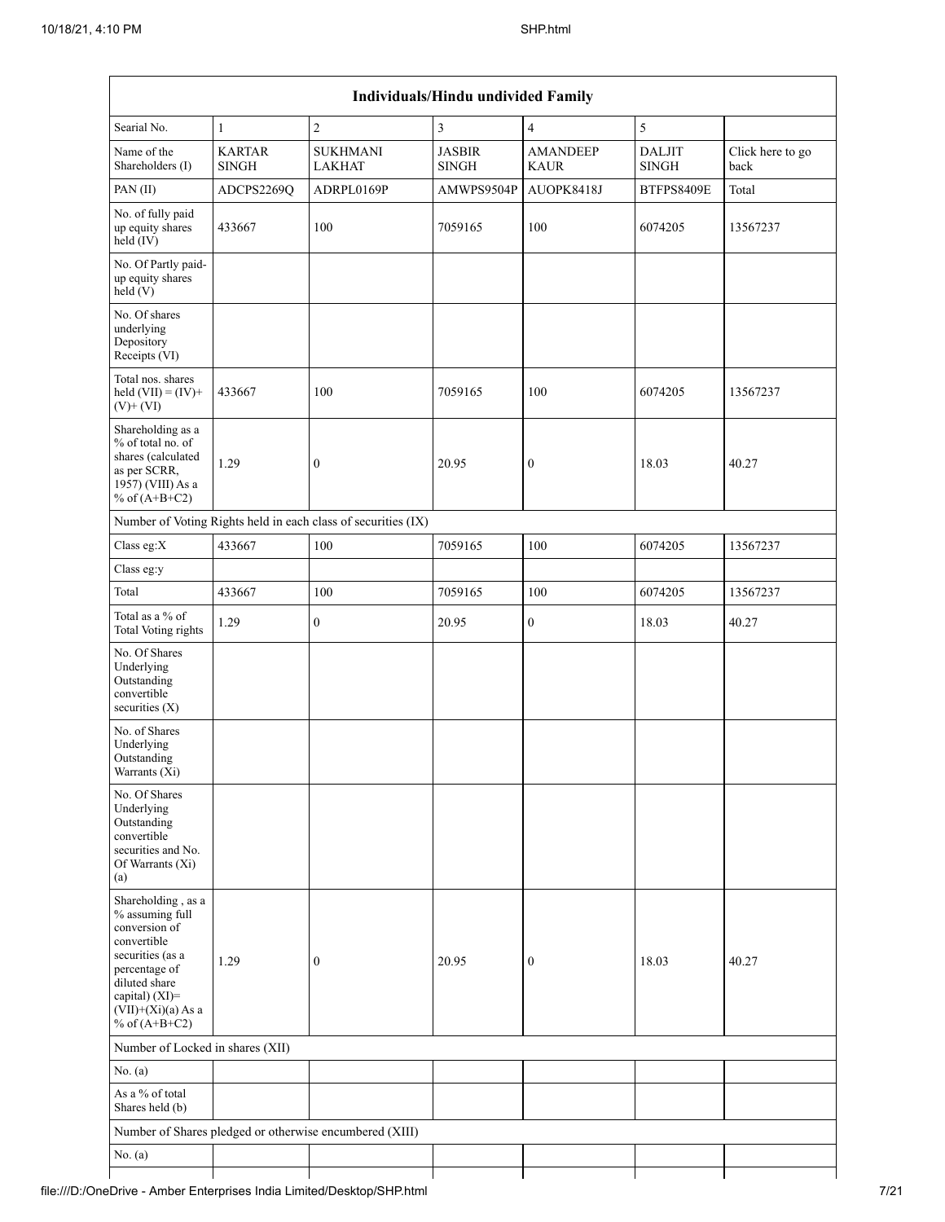| Individuals/Hindu undivided Family | | | | | | |
|---|---|---|---|---|---|---|
| Searial No. | 1 | 2 | 3 | 4 | 5 | |
| Name of the Shareholders (I) | KARTAR SINGH | SUKHMANI LAKHAT | JASBIR SINGH | AMANDEEP KAUR | DALJIT SINGH | Click here to go back |
| PAN (II) | ADCPS2269Q | ADRPL0169P | AMWPS9504P | AUOPK8418J | BTFPS8409E | Total |
| No. of fully paid up equity shares held (IV) | 433667 | 100 | 7059165 | 100 | 6074205 | 13567237 |
| No. Of Partly paid-up equity shares held (V) | | | | | | |
| No. Of shares underlying Depository Receipts (VI) | | | | | | |
| Total nos. shares held (VII) = (IV)+ (V)+ (VI) | 433667 | 100 | 7059165 | 100 | 6074205 | 13567237 |
| Shareholding as a % of total no. of shares (calculated as per SCRR, 1957) (VIII) As a % of (A+B+C2) | 1.29 | 0 | 20.95 | 0 | 18.03 | 40.27 |
| Number of Voting Rights held in each class of securities (IX) | | | | | | |
| Class eg:X | 433667 | 100 | 7059165 | 100 | 6074205 | 13567237 |
| Class eg:y | | | | | | |
| Total | 433667 | 100 | 7059165 | 100 | 6074205 | 13567237 |
| Total as a % of Total Voting rights | 1.29 | 0 | 20.95 | 0 | 18.03 | 40.27 |
| No. Of Shares Underlying Outstanding convertible securities (X) | | | | | | |
| No. of Shares Underlying Outstanding Warrants (Xi) | | | | | | |
| No. Of Shares Underlying Outstanding convertible securities and No. Of Warrants (Xi) (a) | | | | | | |
| Shareholding , as a % assuming full conversion of convertible securities (as a percentage of diluted share capital) (XI)= (VII)+(Xi)(a) As a % of (A+B+C2) | 1.29 | 0 | 20.95 | 0 | 18.03 | 40.27 |
| Number of Locked in shares (XII) | | | | | | |
| No. (a) | | | | | | |
| As a % of total Shares held (b) | | | | | | |
| Number of Shares pledged or otherwise encumbered (XIII) | | | | | | |
| No. (a) | | | | | | |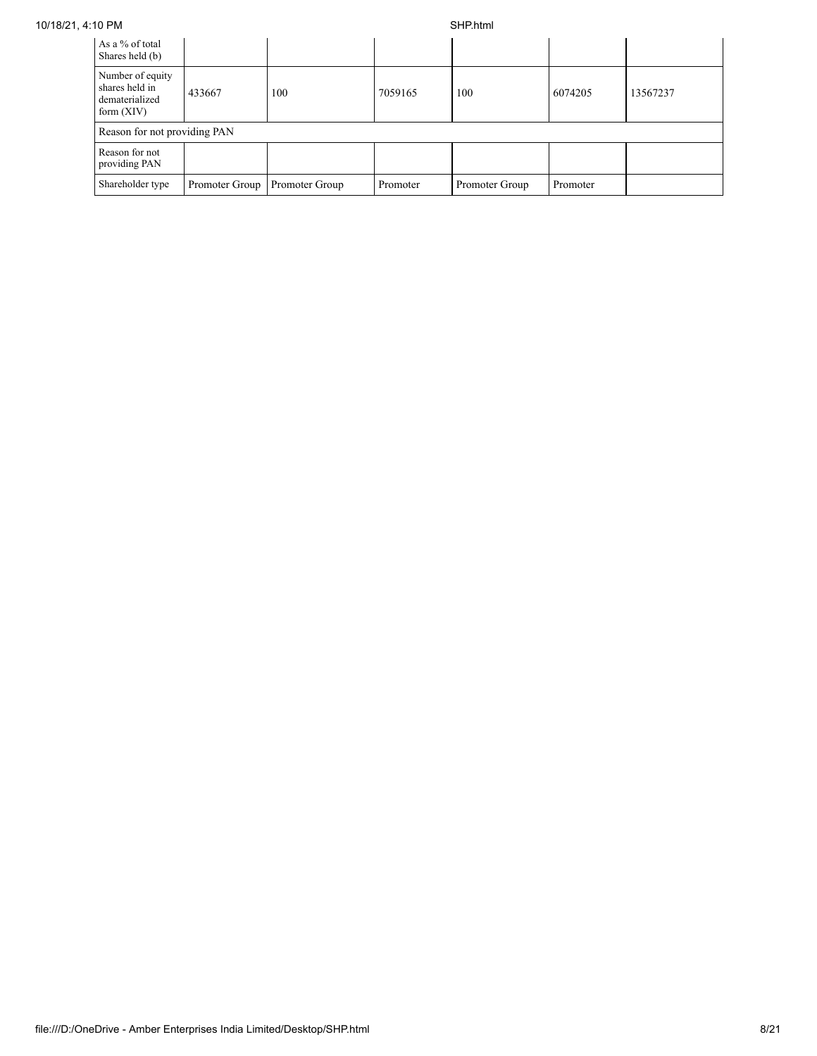| As a % of total Shares held (b) | | | | | | |
|---|---|---|---|---|---|---|
| Number of equity shares held in dematerialized form (XIV) | 433667 | 100 | 7059165 | 100 | 6074205 | 13567237 |
| Reason for not providing PAN | | | | | | |
| Reason for not providing PAN | | | | | | |
| Shareholder type | Promoter Group | Promoter Group | Promoter | Promoter Group | Promoter | |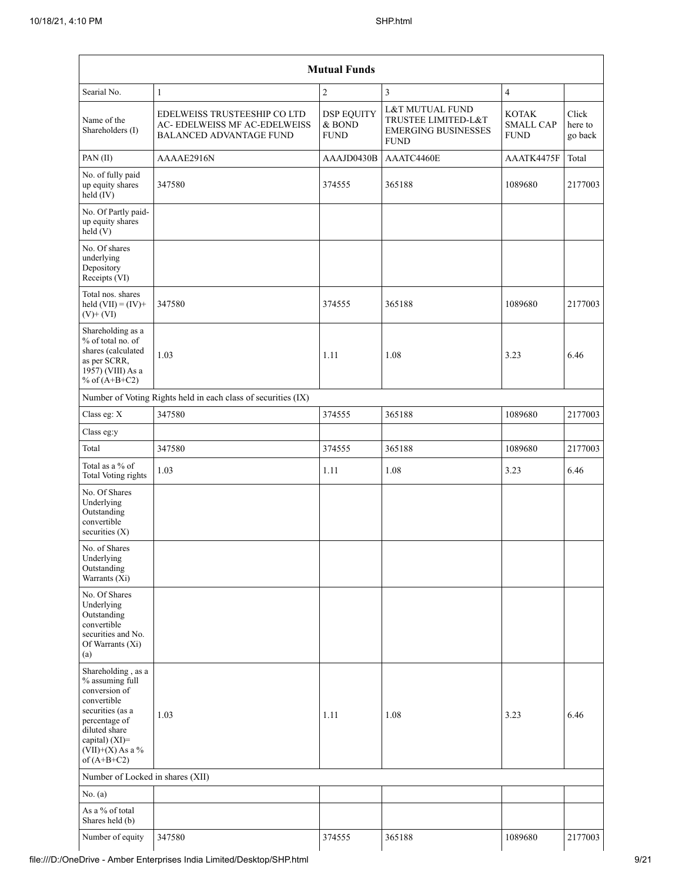| Mutual Funds | | | | | |
|---|---|---|---|---|---|
| Searial No. | 1 | 2 | 3 | 4 | |
| Name of the Shareholders (I) | EDELWEISS TRUSTEESHIP CO LTD AC- EDELWEISS MF AC-EDELWEISS BALANCED ADVANTAGE FUND | DSP EQUITY & BOND FUND | L&T MUTUAL FUND TRUSTEE LIMITED-L&T EMERGING BUSINESSES FUND | KOTAK SMALL CAP FUND | Click here to go back |
| PAN (II) | AAAAE2916N | AAAJD0430B | AAATC4460E | AAATK4475F | Total |
| No. of fully paid up equity shares held (IV) | 347580 | 374555 | 365188 | 1089680 | 2177003 |
| No. Of Partly paid-up equity shares held (V) | | | | | |
| No. Of shares underlying Depository Receipts (VI) | | | | | |
| Total nos. shares held (VII) = (IV)+ (V)+ (VI) | 347580 | 374555 | 365188 | 1089680 | 2177003 |
| Shareholding as a % of total no. of shares (calculated as per SCRR, 1957) (VIII) As a % of (A+B+C2) | 1.03 | 1.11 | 1.08 | 3.23 | 6.46 |
| Number of Voting Rights held in each class of securities (IX) | | | | | |
| Class eg: X | 347580 | 374555 | 365188 | 1089680 | 2177003 |
| Class eg:y | | | | | |
| Total | 347580 | 374555 | 365188 | 1089680 | 2177003 |
| Total as a % of Total Voting rights | 1.03 | 1.11 | 1.08 | 3.23 | 6.46 |
| No. Of Shares Underlying Outstanding convertible securities (X) | | | | | |
| No. of Shares Underlying Outstanding Warrants (Xi) | | | | | |
| No. Of Shares Underlying Outstanding convertible securities and No. Of Warrants (Xi) (a) | | | | | |
| Shareholding , as a % assuming full conversion of convertible securities (as a percentage of diluted share capital) (XI)= (VII)+(X) As a % of (A+B+C2) | 1.03 | 1.11 | 1.08 | 3.23 | 6.46 |
| Number of Locked in shares (XII) | | | | | |
| No. (a) | | | | | |
| As a % of total Shares held (b) | | | | | |
| Number of equity | 347580 | 374555 | 365188 | 1089680 | 2177003 |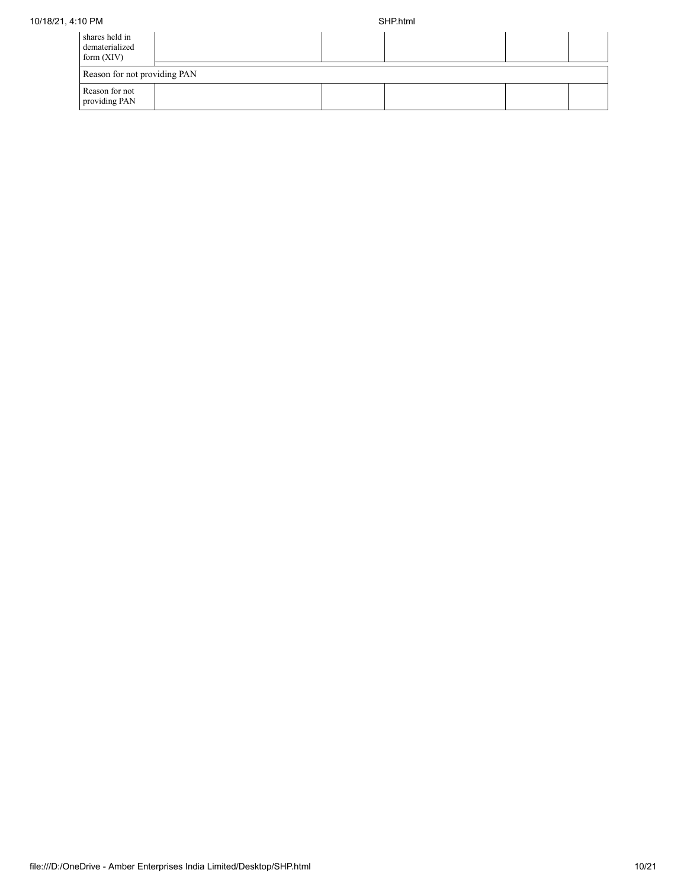| shares held in dematerialized form (XIV) | | | | | |
|---|---|---|---|---|---|
| Reason for not providing PAN | | | | | |
| Reason for not providing PAN | | | | | |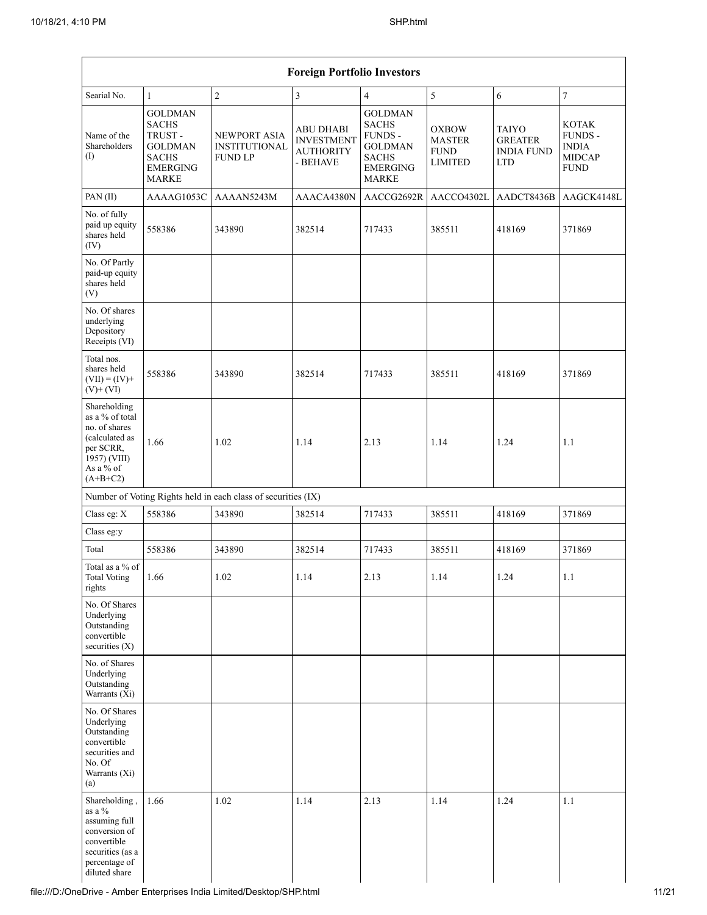| Foreign Portfolio Investors | | | | | | | |
|---|---|---|---|---|---|---|---|
| Searial No. | 1 | 2 | 3 | 4 | 5 | 6 | 7 |
| Name of the Shareholders (I) | GOLDMAN SACHS TRUST - GOLDMAN SACHS EMERGING MARKE | NEWPORT ASIA INSTITUTIONAL FUND LP | ABU DHABI INVESTMENT AUTHORITY - BEHAVE | GOLDMAN SACHS FUNDS - GOLDMAN SACHS EMERGING MARKE | OXBOW MASTER FUND LIMITED | TAIYO GREATER INDIA FUND LTD | KOTAK FUNDS - INDIA MIDCAP FUND |
| PAN (II) | AAAAG1053C | AAAAN5243M | AAACA4380N | AACCG2692R | AACCO4302L | AADCT8436B | AAGCK4148L |
| No. of fully paid up equity shares held (IV) | 558386 | 343890 | 382514 | 717433 | 385511 | 418169 | 371869 |
| No. Of Partly paid-up equity shares held (V) | | | | | | | |
| No. Of shares underlying Depository Receipts (VI) | | | | | | | |
| Total nos. shares held (VII) = (IV)+ (V)+ (VI) | 558386 | 343890 | 382514 | 717433 | 385511 | 418169 | 371869 |
| Shareholding as a % of total no. of shares (calculated as per SCRR, 1957) (VIII) As a % of (A+B+C2) | 1.66 | 1.02 | 1.14 | 2.13 | 1.14 | 1.24 | 1.1 |
| Number of Voting Rights held in each class of securities (IX) | | | | | | | |
| Class eg: X | 558386 | 343890 | 382514 | 717433 | 385511 | 418169 | 371869 |
| Class eg:y | | | | | | | |
| Total | 558386 | 343890 | 382514 | 717433 | 385511 | 418169 | 371869 |
| Total as a % of Total Voting rights | 1.66 | 1.02 | 1.14 | 2.13 | 1.14 | 1.24 | 1.1 |
| No. Of Shares Underlying Outstanding convertible securities (X) | | | | | | | |
| No. of Shares Underlying Outstanding Warrants (Xi) | | | | | | | |
| No. Of Shares Underlying Outstanding convertible securities and No. Of Warrants (Xi) (a) | | | | | | | |
| Shareholding , as a % assuming full conversion of convertible securities (as a percentage of diluted share | 1.66 | 1.02 | 1.14 | 2.13 | 1.14 | 1.24 | 1.1 |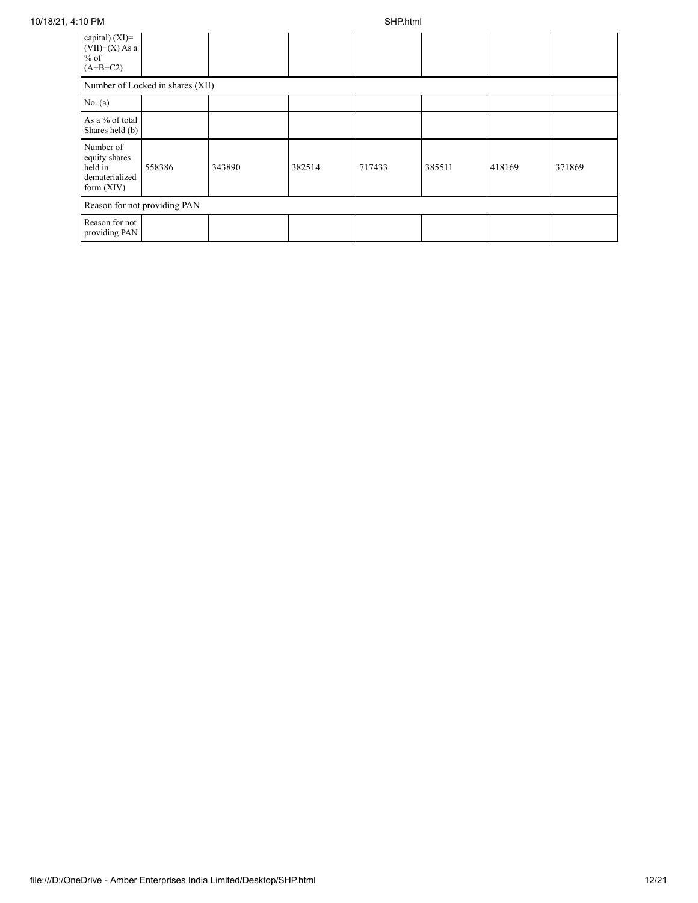| capital) (XI)= (VII)+(X) As a % of (A+B+C2) | | | | | | | |
|---|---|---|---|---|---|---|---|
| Number of Locked in shares (XII) | | | | | | | |
| No. (a) | | | | | | | |
| As a % of total Shares held (b) | | | | | | | |
| Number of equity shares held in dematerialized form (XIV) | 558386 | 343890 | 382514 | 717433 | 385511 | 418169 | 371869 |
| Reason for not providing PAN | | | | | | | |
| Reason for not providing PAN | | | | | | | |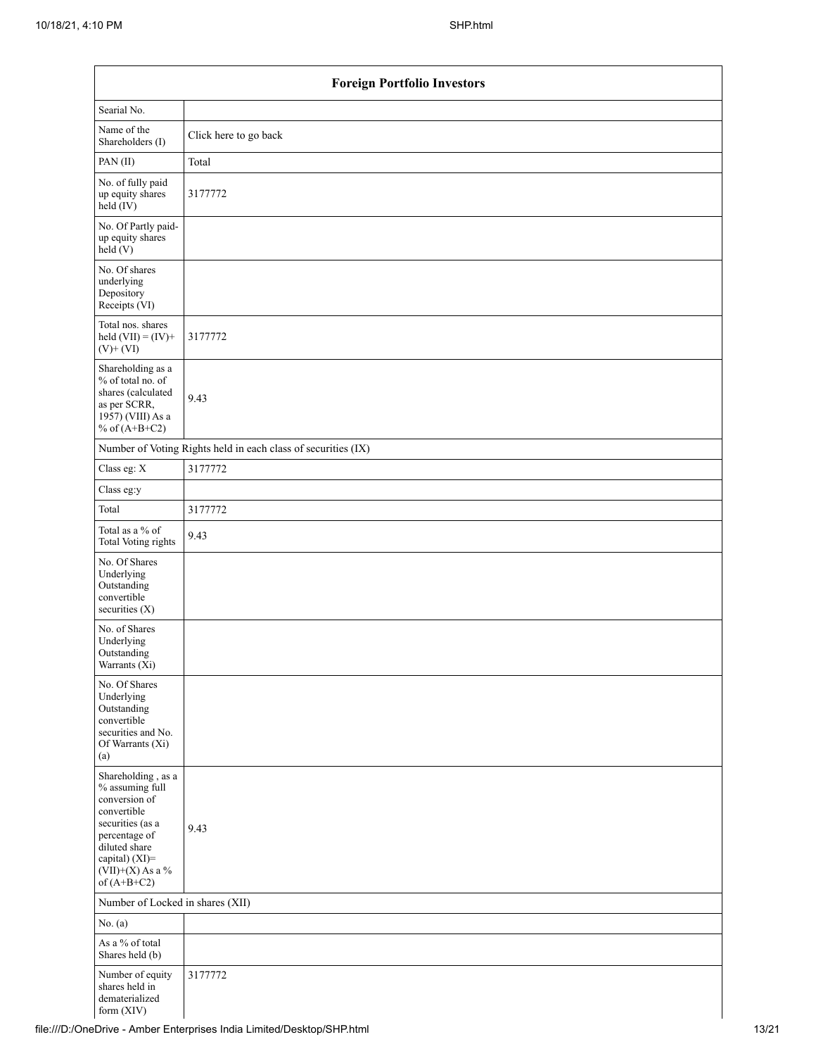| Foreign Portfolio Investors | |
|---|---|
| Searial No. | |
| Name of the Shareholders (I) | Click here to go back |
| PAN (II) | Total |
| No. of fully paid up equity shares held (IV) | 3177772 |
| No. Of Partly paid-up equity shares held (V) | |
| No. Of shares underlying Depository Receipts (VI) | |
| Total nos. shares held (VII) = (IV)+ (V)+ (VI) | 3177772 |
| Shareholding as a % of total no. of shares (calculated as per SCRR, 1957) (VIII) As a % of (A+B+C2) | 9.43 |
| Number of Voting Rights held in each class of securities (IX) | |
| Class eg: X | 3177772 |
| Class eg:y | |
| Total | 3177772 |
| Total as a % of Total Voting rights | 9.43 |
| No. Of Shares Underlying Outstanding convertible securities (X) | |
| No. of Shares Underlying Outstanding Warrants (Xi) | |
| No. Of Shares Underlying Outstanding convertible securities and No. Of Warrants (Xi) (a) | |
| Shareholding , as a % assuming full conversion of convertible securities (as a percentage of diluted share capital) (XI)= (VII)+(X) As a % of (A+B+C2) | 9.43 |
| Number of Locked in shares (XII) | |
| No. (a) | |
| As a % of total Shares held (b) | |
| Number of equity shares held in dematerialized form (XIV) | 3177772 |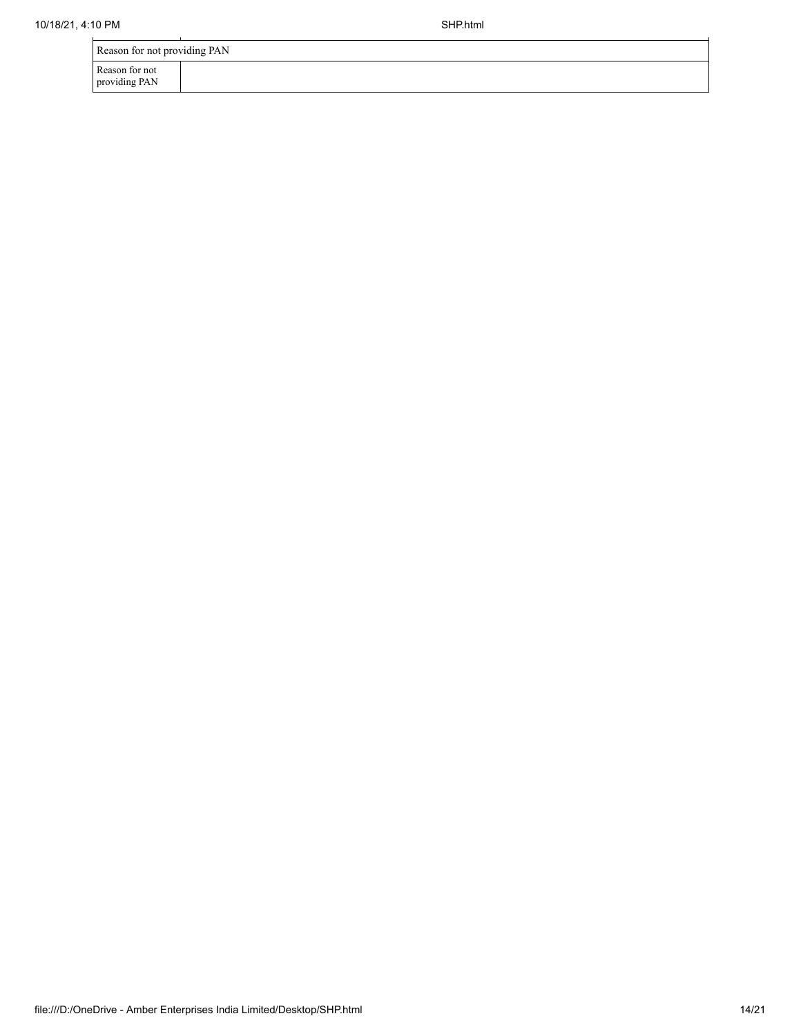| Reason for not providing PAN | |
|---|---|
| Reason for not providing PAN | |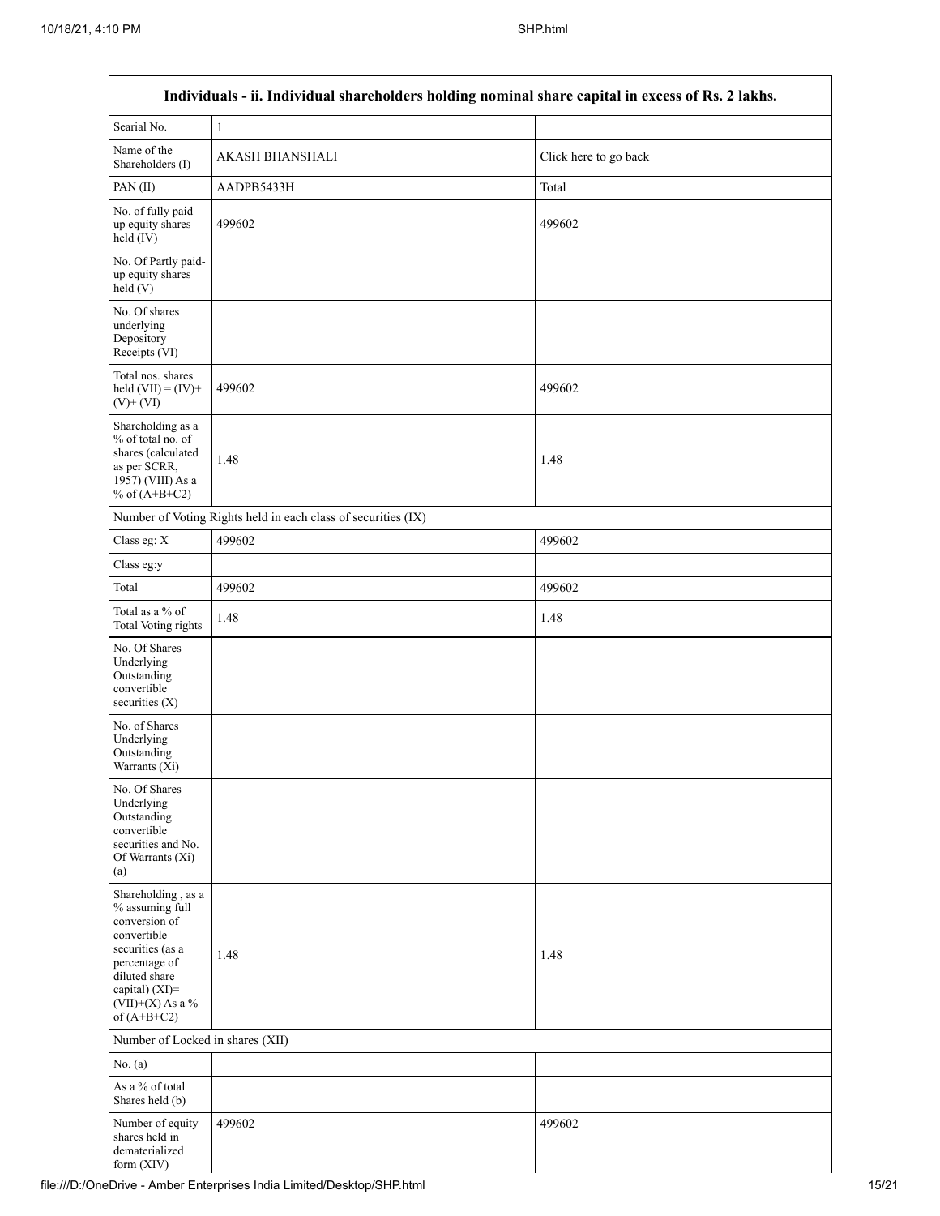| Individuals - ii. Individual shareholders holding nominal share capital in excess of Rs. 2 lakhs. | | |
|---|---|---|
| Searial No. | 1 | |
| Name of the Shareholders (I) | AKASH BHANSHALI | Click here to go back |
| PAN (II) | AADPB5433H | Total |
| No. of fully paid up equity shares held (IV) | 499602 | 499602 |
| No. Of Partly paid-up equity shares held (V) | | |
| No. Of shares underlying Depository Receipts (VI) | | |
| Total nos. shares held (VII) = (IV)+ (V)+ (VI) | 499602 | 499602 |
| Shareholding as a % of total no. of shares (calculated as per SCRR, 1957) (VIII) As a % of (A+B+C2) | 1.48 | 1.48 |
| Number of Voting Rights held in each class of securities (IX) | | |
| Class eg: X | 499602 | 499602 |
| Class eg:y | | |
| Total | 499602 | 499602 |
| Total as a % of Total Voting rights | 1.48 | 1.48 |
| No. Of Shares Underlying Outstanding convertible securities (X) | | |
| No. of Shares Underlying Outstanding Warrants (Xi) | | |
| No. Of Shares Underlying Outstanding convertible securities and No. Of Warrants (Xi) (a) | | |
| Shareholding , as a % assuming full conversion of convertible securities (as a percentage of diluted share capital) (XI)= (VII)+(X) As a % of (A+B+C2) | 1.48 | 1.48 |
| Number of Locked in shares (XII) | | |
| No. (a) | | |
| As a % of total Shares held (b) | | |
| Number of equity shares held in dematerialized form (XIV) | 499602 | 499602 |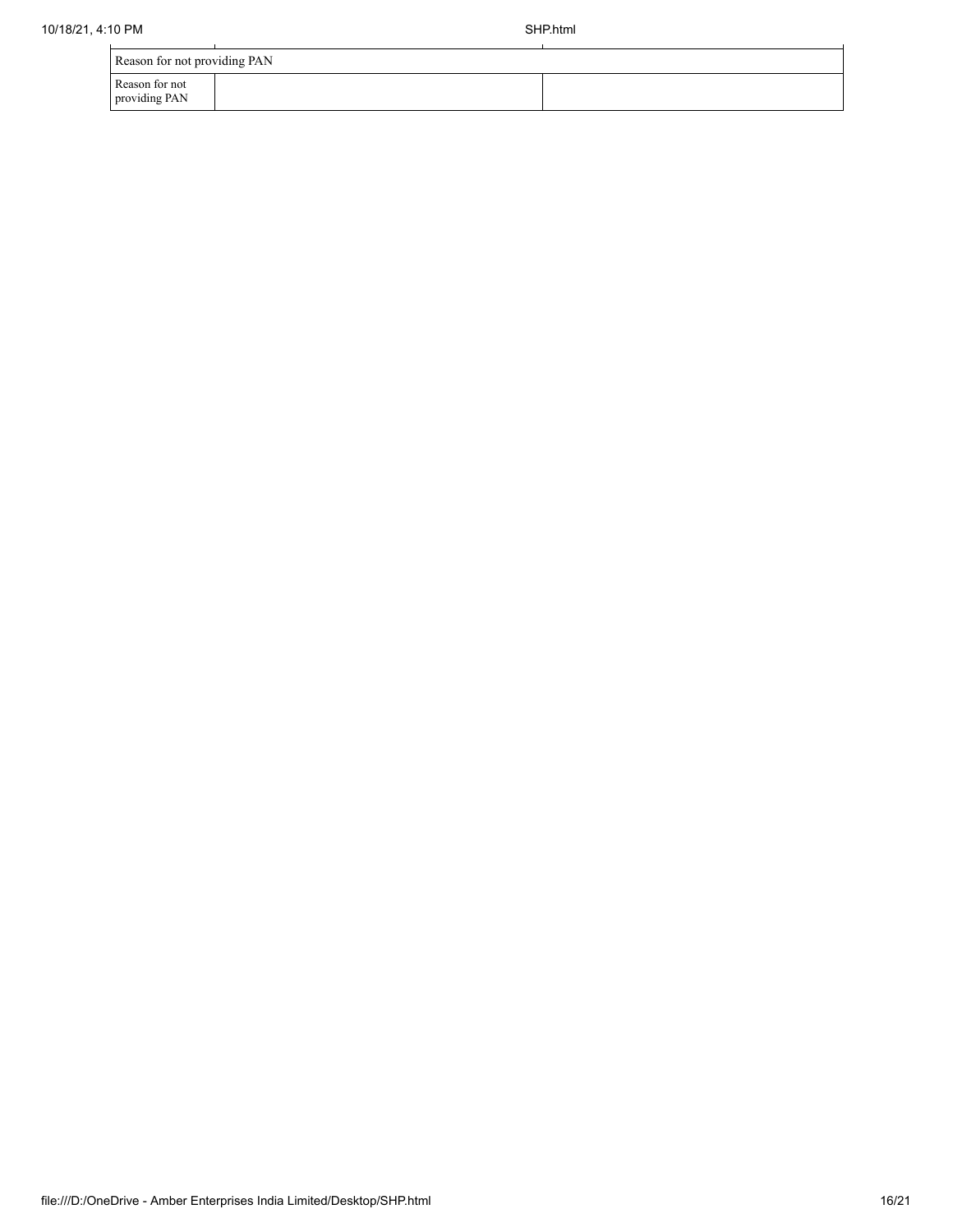| Reason for not providing PAN | | |
|---|---|---|
| Reason for not providing PAN | | |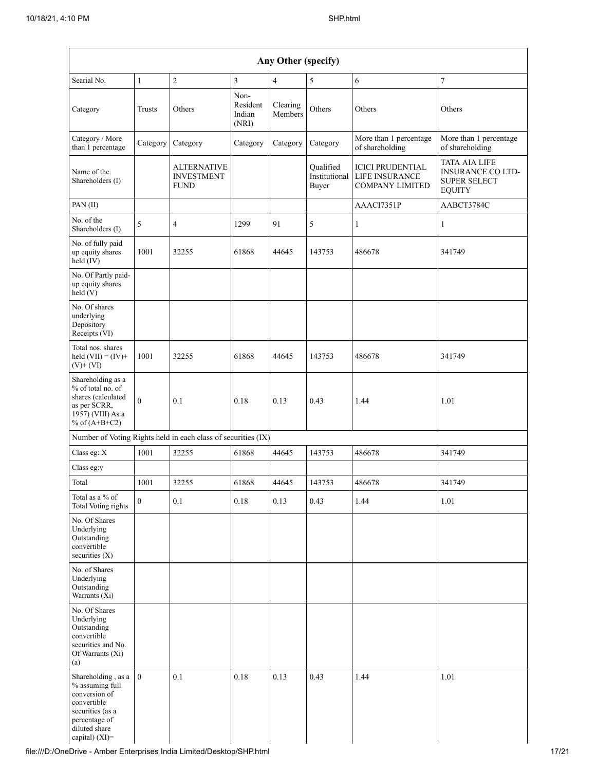| Any Other (specify) | | | | | | | |
|---|---|---|---|---|---|---|---|
| Searial No. | 1 | 2 | 3 | 4 | 5 | 6 | 7 |
| Category | Trusts | Others | Non-Resident Indian (NRI) | Clearing Members | Others | Others | Others |
| Category / More than 1 percentage | Category | Category | Category | Category | Category | More than 1 percentage of shareholding | More than 1 percentage of shareholding |
| Name of the Shareholders (I) | | ALTERNATIVE INVESTMENT FUND | | | Qualified Institutional Buyer | ICICI PRUDENTIAL LIFE INSURANCE COMPANY LIMITED | TATA AIA LIFE INSURANCE CO LTD-SUPER SELECT EQUITY |
| PAN (II) | | | | | | AAACI7351P | AABCT3784C |
| No. of the Shareholders (I) | 5 | 4 | 1299 | 91 | 5 | 1 | 1 |
| No. of fully paid up equity shares held (IV) | 1001 | 32255 | 61868 | 44645 | 143753 | 486678 | 341749 |
| No. Of Partly paid-up equity shares held (V) | | | | | | | |
| No. Of shares underlying Depository Receipts (VI) | | | | | | | |
| Total nos. shares held (VII) = (IV)+ (V)+ (VI) | 1001 | 32255 | 61868 | 44645 | 143753 | 486678 | 341749 |
| Shareholding as a % of total no. of shares (calculated as per SCRR, 1957) (VIII) As a % of (A+B+C2) | 0 | 0.1 | 0.18 | 0.13 | 0.43 | 1.44 | 1.01 |
| Number of Voting Rights held in each class of securities (IX) | | | | | | | |
| Class eg: X | 1001 | 32255 | 61868 | 44645 | 143753 | 486678 | 341749 |
| Class eg:y | | | | | | | |
| Total | 1001 | 32255 | 61868 | 44645 | 143753 | 486678 | 341749 |
| Total as a % of Total Voting rights | 0 | 0.1 | 0.18 | 0.13 | 0.43 | 1.44 | 1.01 |
| No. Of Shares Underlying Outstanding convertible securities (X) | | | | | | | |
| No. of Shares Underlying Outstanding Warrants (Xi) | | | | | | | |
| No. Of Shares Underlying Outstanding convertible securities and No. Of Warrants (Xi) (a) | | | | | | | |
| Shareholding , as a % assuming full conversion of convertible securities (as a percentage of diluted share capital) (XI)= | 0 | 0.1 | 0.18 | 0.13 | 0.43 | 1.44 | 1.01 |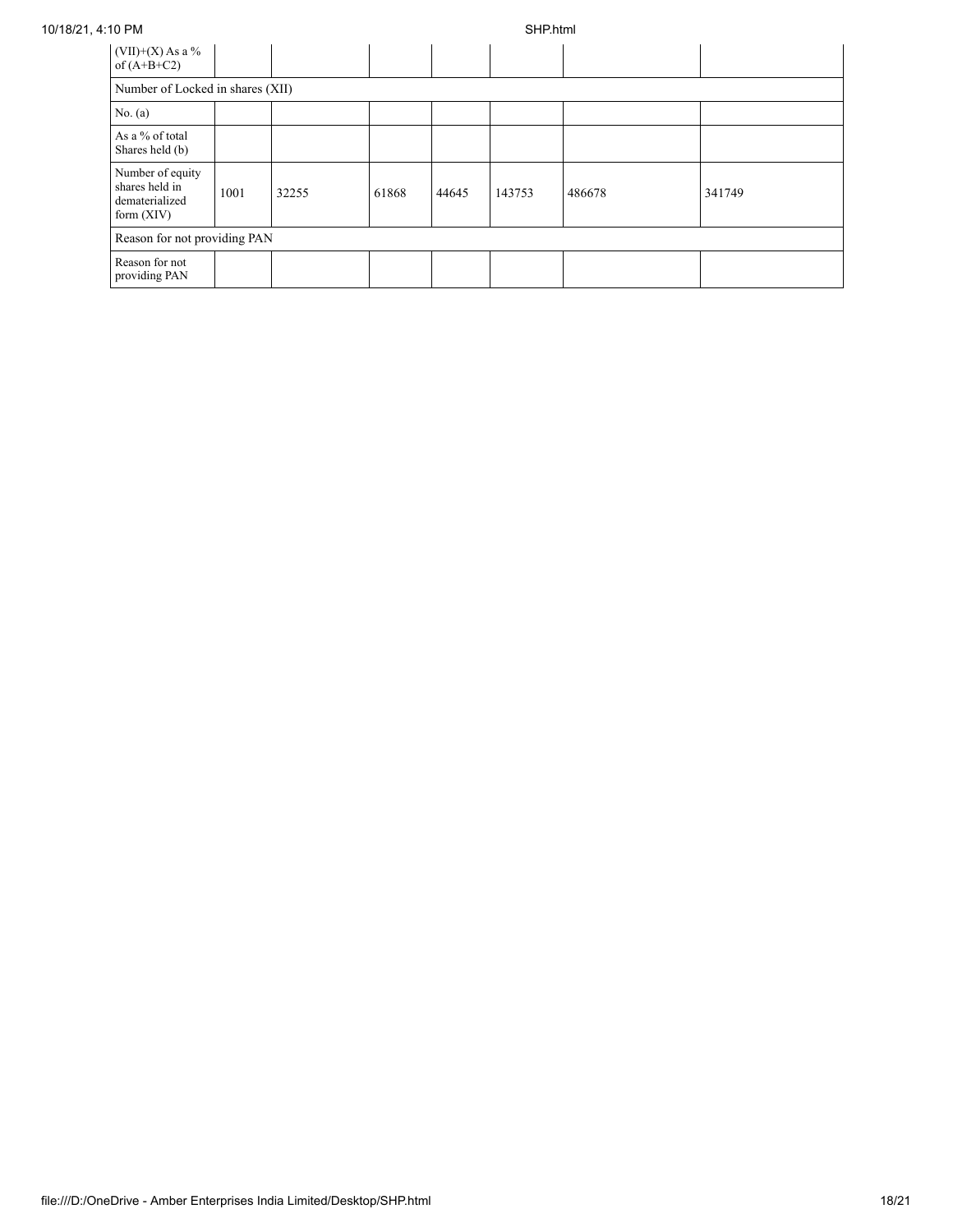| (VII)+(X) As a % of (A+B+C2) | | | | | | | |
|---|---|---|---|---|---|---|---|
| Number of Locked in shares (XII) | | | | | | | |
| No. (a) | | | | | | | |
| As a % of total Shares held (b) | | | | | | | |
| Number of equity shares held in dematerialized form (XIV) | 1001 | 32255 | 61868 | 44645 | 143753 | 486678 | 341749 |
| Reason for not providing PAN | | | | | | | |
| Reason for not providing PAN | | | | | | | |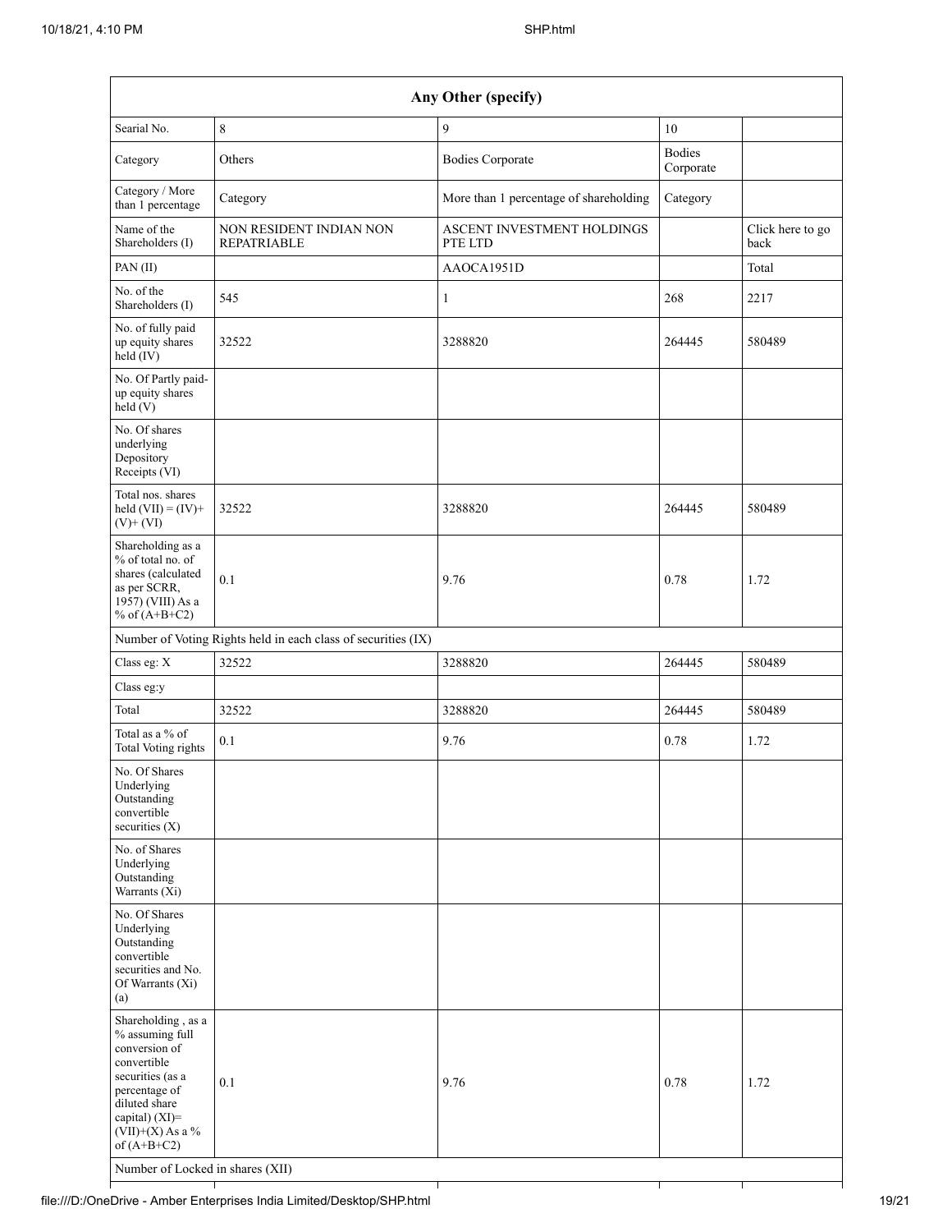| Any Other (specify) | | | | |
|---|---|---|---|---|
| Searial No. | 8 | 9 | 10 | |
| Category | Others | Bodies Corporate | Bodies Corporate | |
| Category / More than 1 percentage | Category | More than 1 percentage of shareholding | Category | |
| Name of the Shareholders (I) | NON RESIDENT INDIAN NON REPATRIABLE | ASCENT INVESTMENT HOLDINGS PTE LTD | | Click here to go back |
| PAN (II) | | AAOCA1951D | | Total |
| No. of the Shareholders (I) | 545 | 1 | 268 | 2217 |
| No. of fully paid up equity shares held (IV) | 32522 | 3288820 | 264445 | 580489 |
| No. Of Partly paid-up equity shares held (V) | | | | |
| No. Of shares underlying Depository Receipts (VI) | | | | |
| Total nos. shares held (VII) = (IV)+ (V)+ (VI) | 32522 | 3288820 | 264445 | 580489 |
| Shareholding as a % of total no. of shares (calculated as per SCRR, 1957) (VIII) As a % of (A+B+C2) | 0.1 | 9.76 | 0.78 | 1.72 |
| Number of Voting Rights held in each class of securities (IX) | | | | |
| Class eg: X | 32522 | 3288820 | 264445 | 580489 |
| Class eg:y | | | | |
| Total | 32522 | 3288820 | 264445 | 580489 |
| Total as a % of Total Voting rights | 0.1 | 9.76 | 0.78 | 1.72 |
| No. Of Shares Underlying Outstanding convertible securities (X) | | | | |
| No. of Shares Underlying Outstanding Warrants (Xi) | | | | |
| No. Of Shares Underlying Outstanding convertible securities and No. Of Warrants (Xi) (a) | | | | |
| Shareholding , as a % assuming full conversion of convertible securities (as a percentage of diluted share capital) (XI)= (VII)+(X) As a % of (A+B+C2) | 0.1 | 9.76 | 0.78 | 1.72 |
| Number of Locked in shares (XII) | | | | |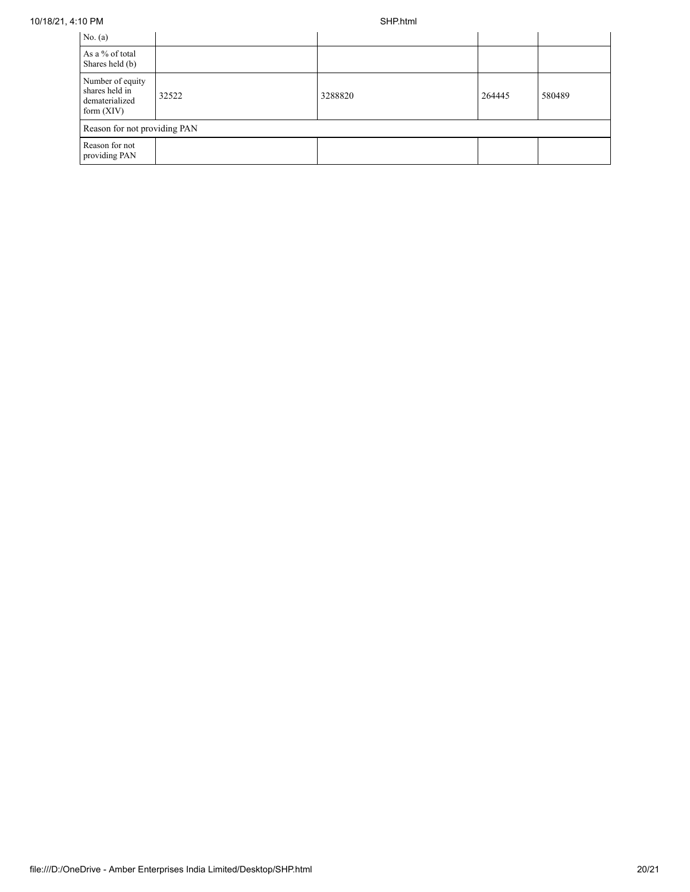| No. (a) | | | | |
|---|---|---|---|---|
| As a % of total Shares held (b) | | | | |
| Number of equity shares held in dematerialized form (XIV) | 32522 | 3288820 | 264445 | 580489 |
| Reason for not providing PAN | | | | |
| Reason for not providing PAN | | | | |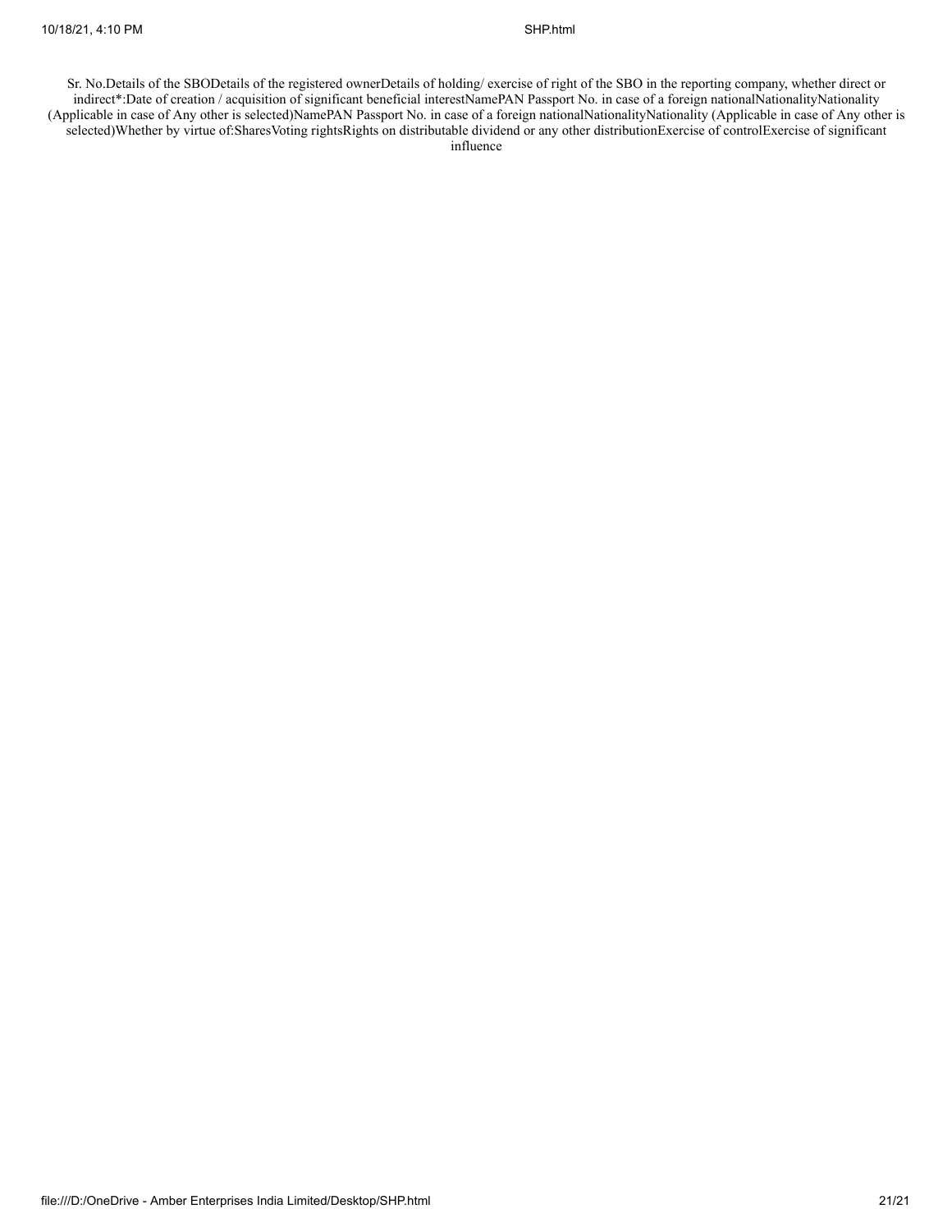Sr. No.Details of the SBODetails of the registered ownerDetails of holding/ exercise of right of the SBO in the reporting company, whether direct or indirect*:Date of creation / acquisition of significant beneficial interestNamePAN Passport No. in case of a foreign nationalNationalityNationality (Applicable in case of Any other is selected)NamePAN Passport No. in case of a foreign nationalNationalityNationality (Applicable in case of Any other is selected)Whether by virtue of:SharesVoting rightsRights on distributable dividend or any other distributionExercise of controlExercise of significant influence